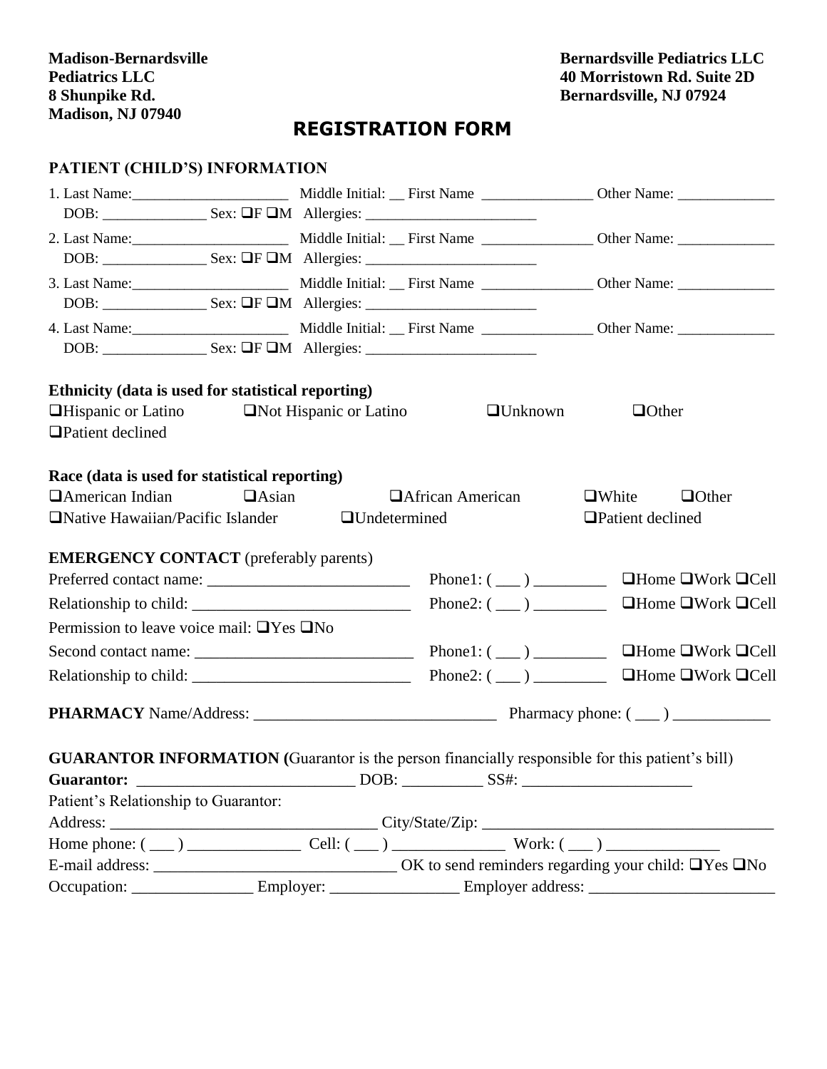**Madison-Bernardsville Pediatrics LLC**
**8 Shunpike Rd.**
**Madison, NJ 07940**

**Bernardsville Pediatrics LLC**
**40 Morristown Rd. Suite 2D**
**Bernardsville, NJ 07924**

# REGISTRATION FORM

## PATIENT (CHILD'S) INFORMATION

1. Last Name:_____________________ Middle Initial: __ First Name _______________ Other Name: _____________
   DOB: ______________ Sex: ❑F ❑M Allergies: _______________________

2. Last Name:_____________________ Middle Initial: __ First Name _______________ Other Name: _____________
   DOB: ______________ Sex: ❑F ❑M Allergies: _______________________

3. Last Name:_____________________ Middle Initial: __ First Name _______________ Other Name: _____________
   DOB: ______________ Sex: ❑F ❑M Allergies: _______________________

4. Last Name:_____________________ Middle Initial: __ First Name _______________ Other Name: _____________
   DOB: ______________ Sex: ❑F ❑M Allergies: _______________________

**Ethnicity (data is used for statistical reporting)**

❑Hispanic or Latino ❑Not Hispanic or Latino ❑Unknown ❑Other
❑Patient declined

**Race (data is used for statistical reporting)**

❑American Indian ❑Asian ❑African American ❑White ❑Other
❑Native Hawaiian/Pacific Islander ❑Undetermined ❑Patient declined

**EMERGENCY CONTACT** (preferably parents)

Preferred contact name: _________________________ Phone1: ( ___ ) _________ ❑Home ❑Work ❑Cell
Relationship to child: ___________________________ Phone2: ( ___ ) _________ ❑Home ❑Work ❑Cell
Permission to leave voice mail: ❑Yes ❑No
Second contact name: ___________________________ Phone1: ( ___ ) _________ ❑Home ❑Work ❑Cell
Relationship to child: ___________________________ Phone2: ( ___ ) _________ ❑Home ❑Work ❑Cell

**PHARMACY** Name/Address: ______________________________ Pharmacy phone: ( ___ ) ____________

**GUARANTOR INFORMATION (**Guarantor is the person financially responsible for this patient's bill)

**Guarantor:** ___________________________ DOB: __________ SS#: _____________________
Patient's Relationship to Guarantor:
Address: _________________________________ City/State/Zip: ____________________________________
Home phone: ( ___ ) ______________ Cell: ( ___ ) ______________ Work: ( ___ ) ______________
E-mail address: ______________________________ OK to send reminders regarding your child: ❑Yes ❑No
Occupation: _______________ Employer: ________________ Employer address: _______________________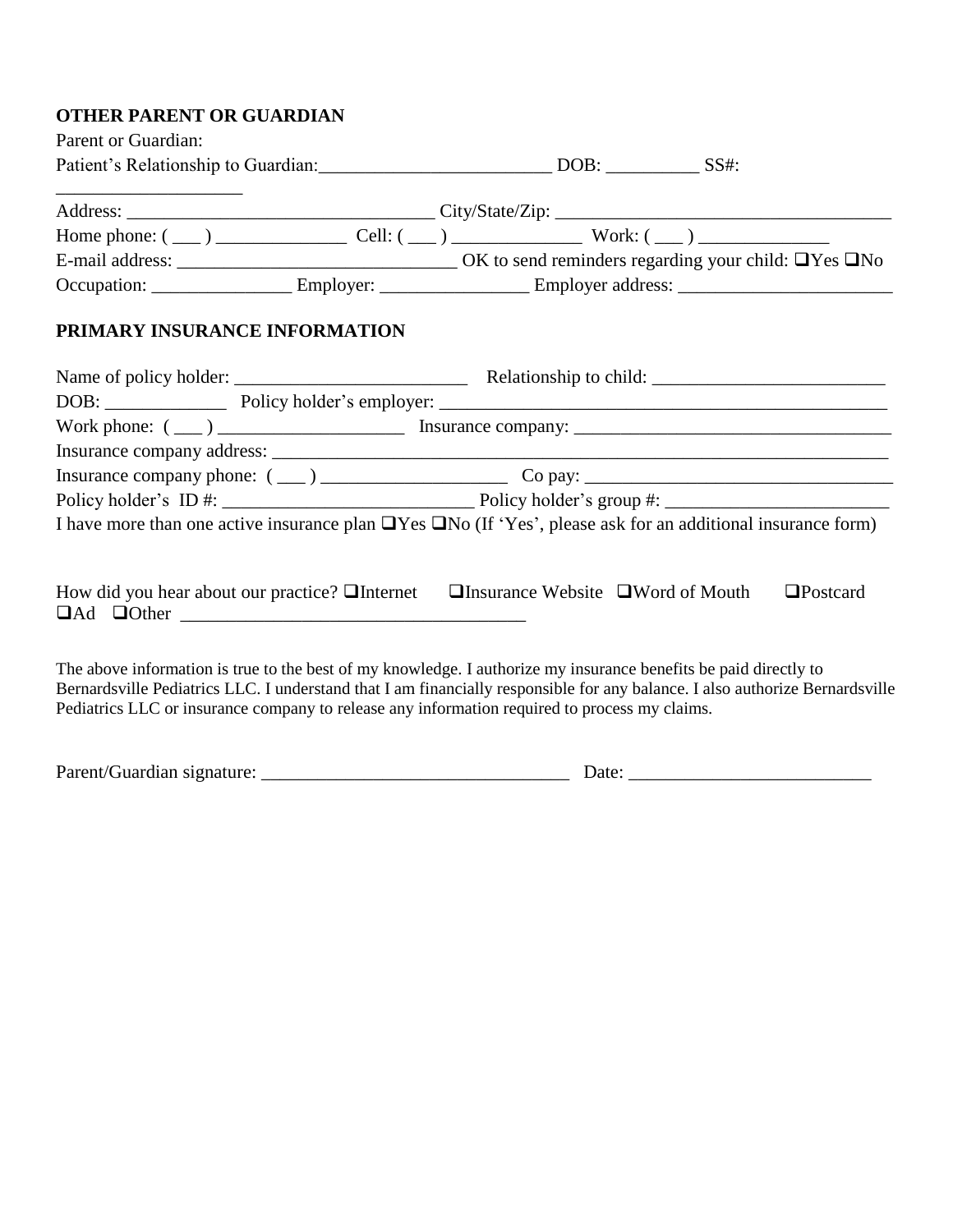**OTHER PARENT OR GUARDIAN**

Parent or Guardian:

Patient's Relationship to Guardian:_________________________ DOB: __________ SS#: ____________________

Address: _________________________________ City/State/Zip: _____________________________________

Home phone: ( ___ ) ______________ Cell: ( ___ ) ______________ Work: ( ___ ) ______________

E-mail address: ______________________________ OK to send reminders regarding your child: ❑Yes ❑No

Occupation: _______________ Employer: ________________ Employer address: ________________________

**PRIMARY INSURANCE INFORMATION**

Name of policy holder: _________________________ Relationship to child: _________________________

DOB: _____________ Policy holder's employer: _________________________________________________

Work phone: ( ___ ) ____________________ Insurance company: __________________________________

Insurance company address: ______________________________________________________________________

Insurance company phone: ( ___ ) ____________________ Co pay: __________________________________

Policy holder's ID #: ___________________________ Policy holder's group #: ________________________

I have more than one active insurance plan ❑Yes ❑No (If 'Yes', please ask for an additional insurance form)

How did you hear about our practice? ❑Internet ❑Insurance Website ❑Word of Mouth ❑Postcard ❑Ad ❑Other _____________________________________

The above information is true to the best of my knowledge. I authorize my insurance benefits be paid directly to Bernardsville Pediatrics LLC. I understand that I am financially responsible for any balance. I also authorize Bernardsville Pediatrics LLC or insurance company to release any information required to process my claims.

Parent/Guardian signature: __________________________________ Date: __________________________